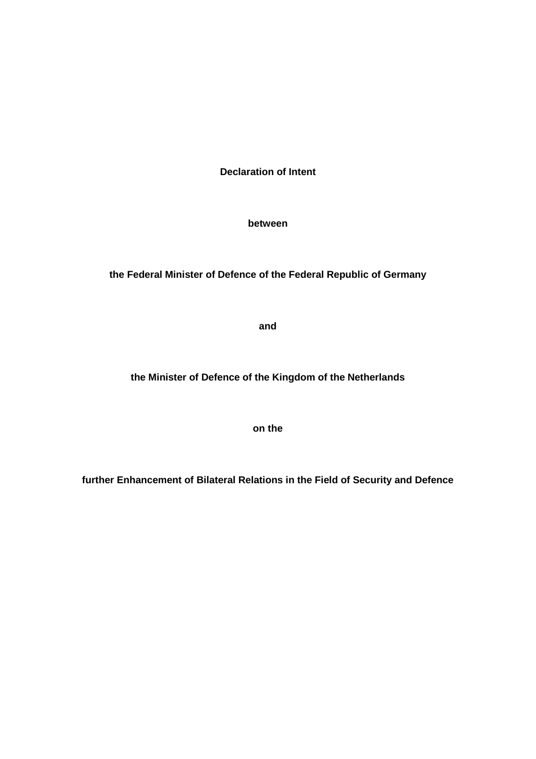**Declaration of Intent**

**between**

**the Federal Minister of Defence of the Federal Republic of Germany**

**and**

**the Minister of Defence of the Kingdom of the Netherlands**

**on the**

**further Enhancement of Bilateral Relations in the Field of Security and Defence**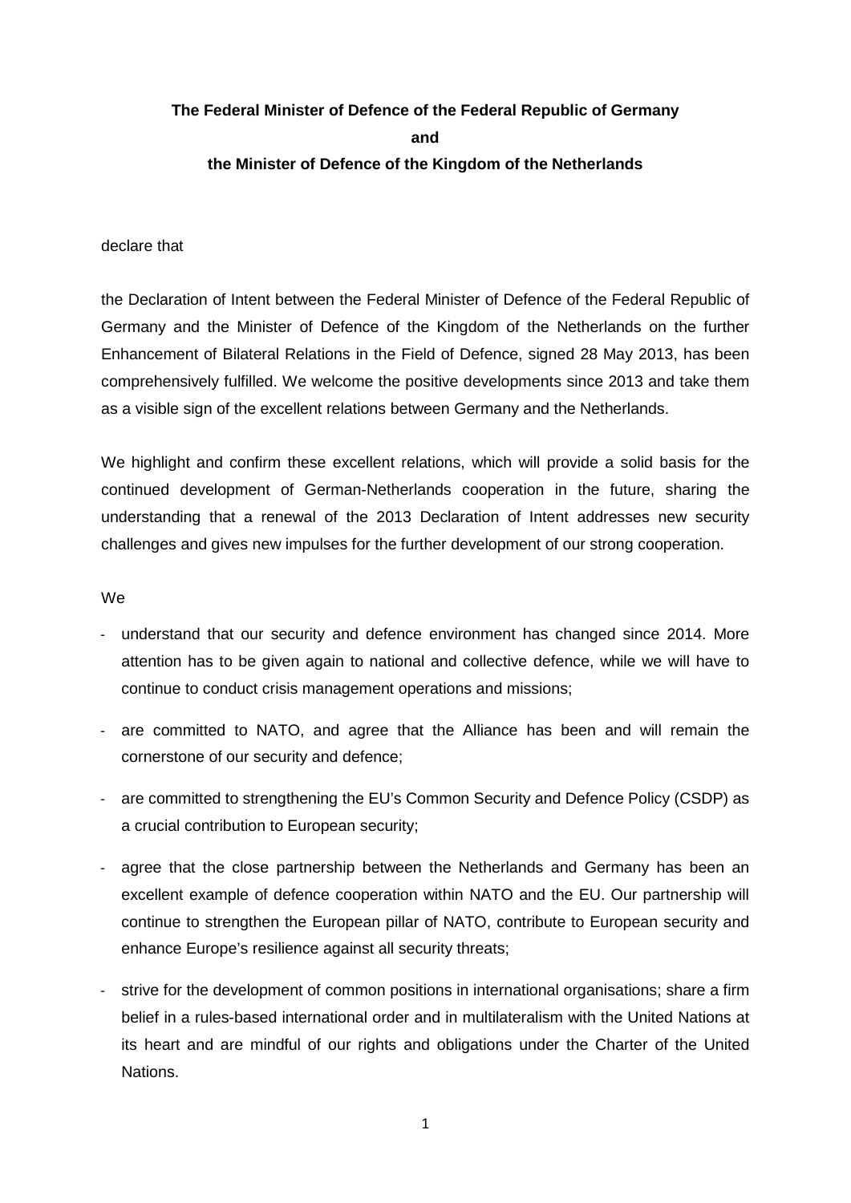**The Federal Minister of Defence of the Federal Republic of Germany**
**and**
**the Minister of Defence of the Kingdom of the Netherlands**

declare that

the Declaration of Intent between the Federal Minister of Defence of the Federal Republic of Germany and the Minister of Defence of the Kingdom of the Netherlands on the further Enhancement of Bilateral Relations in the Field of Defence, signed 28 May 2013, has been comprehensively fulfilled. We welcome the positive developments since 2013 and take them as a visible sign of the excellent relations between Germany and the Netherlands.

We highlight and confirm these excellent relations, which will provide a solid basis for the continued development of German-Netherlands cooperation in the future, sharing the understanding that a renewal of the 2013 Declaration of Intent addresses new security challenges and gives new impulses for the further development of our strong cooperation.

We

- understand that our security and defence environment has changed since 2014. More attention has to be given again to national and collective defence, while we will have to continue to conduct crisis management operations and missions;
- are committed to NATO, and agree that the Alliance has been and will remain the cornerstone of our security and defence;
- are committed to strengthening the EU's Common Security and Defence Policy (CSDP) as a crucial contribution to European security;
- agree that the close partnership between the Netherlands and Germany has been an excellent example of defence cooperation within NATO and the EU. Our partnership will continue to strengthen the European pillar of NATO, contribute to European security and enhance Europe's resilience against all security threats;
- strive for the development of common positions in international organisations; share a firm belief in a rules-based international order and in multilateralism with the United Nations at its heart and are mindful of our rights and obligations under the Charter of the United Nations.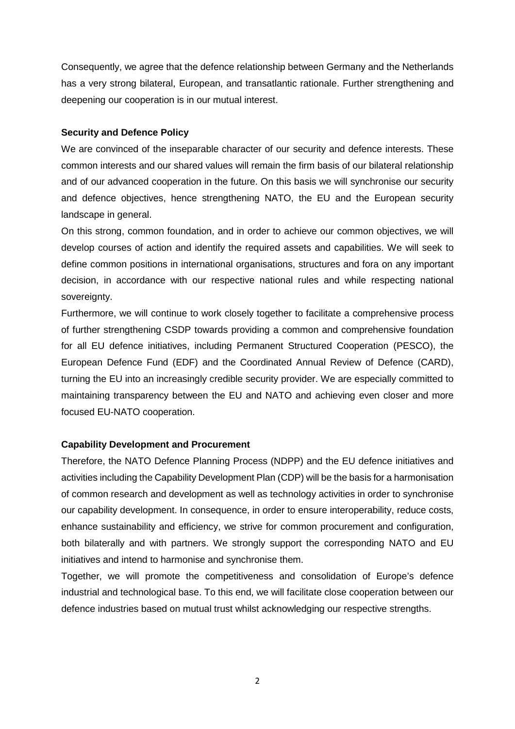Consequently, we agree that the defence relationship between Germany and the Netherlands has a very strong bilateral, European, and transatlantic rationale. Further strengthening and deepening our cooperation is in our mutual interest.

**Security and Defence Policy**

We are convinced of the inseparable character of our security and defence interests. These common interests and our shared values will remain the firm basis of our bilateral relationship and of our advanced cooperation in the future. On this basis we will synchronise our security and defence objectives, hence strengthening NATO, the EU and the European security landscape in general.

On this strong, common foundation, and in order to achieve our common objectives, we will develop courses of action and identify the required assets and capabilities. We will seek to define common positions in international organisations, structures and fora on any important decision, in accordance with our respective national rules and while respecting national sovereignty.

Furthermore, we will continue to work closely together to facilitate a comprehensive process of further strengthening CSDP towards providing a common and comprehensive foundation for all EU defence initiatives, including Permanent Structured Cooperation (PESCO), the European Defence Fund (EDF) and the Coordinated Annual Review of Defence (CARD), turning the EU into an increasingly credible security provider. We are especially committed to maintaining transparency between the EU and NATO and achieving even closer and more focused EU-NATO cooperation.

**Capability Development and Procurement**

Therefore, the NATO Defence Planning Process (NDPP) and the EU defence initiatives and activities including the Capability Development Plan (CDP) will be the basis for a harmonisation of common research and development as well as technology activities in order to synchronise our capability development. In consequence, in order to ensure interoperability, reduce costs, enhance sustainability and efficiency, we strive for common procurement and configuration, both bilaterally and with partners. We strongly support the corresponding NATO and EU initiatives and intend to harmonise and synchronise them.

Together, we will promote the competitiveness and consolidation of Europe's defence industrial and technological base. To this end, we will facilitate close cooperation between our defence industries based on mutual trust whilst acknowledging our respective strengths.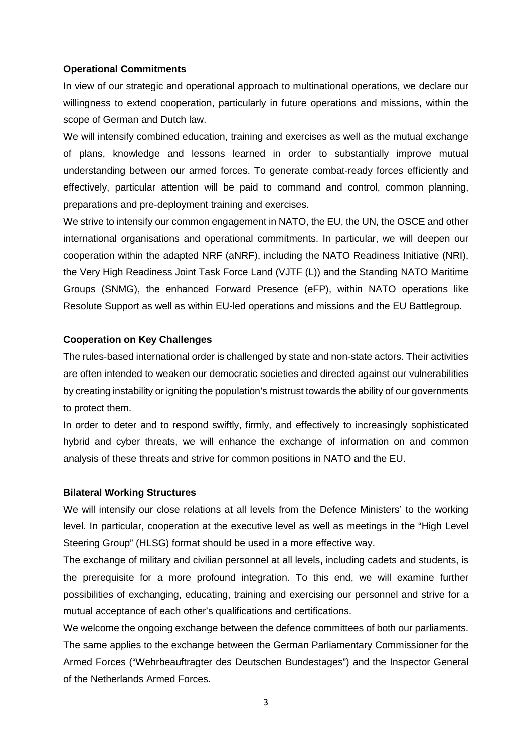**Operational Commitments**

In view of our strategic and operational approach to multinational operations, we declare our willingness to extend cooperation, particularly in future operations and missions, within the scope of German and Dutch law.

We will intensify combined education, training and exercises as well as the mutual exchange of plans, knowledge and lessons learned in order to substantially improve mutual understanding between our armed forces. To generate combat-ready forces efficiently and effectively, particular attention will be paid to command and control, common planning, preparations and pre-deployment training and exercises.

We strive to intensify our common engagement in NATO, the EU, the UN, the OSCE and other international organisations and operational commitments. In particular, we will deepen our cooperation within the adapted NRF (aNRF), including the NATO Readiness Initiative (NRI), the Very High Readiness Joint Task Force Land (VJTF (L)) and the Standing NATO Maritime Groups (SNMG), the enhanced Forward Presence (eFP), within NATO operations like Resolute Support as well as within EU-led operations and missions and the EU Battlegroup.

**Cooperation on Key Challenges**

The rules-based international order is challenged by state and non-state actors. Their activities are often intended to weaken our democratic societies and directed against our vulnerabilities by creating instability or igniting the population's mistrust towards the ability of our governments to protect them.

In order to deter and to respond swiftly, firmly, and effectively to increasingly sophisticated hybrid and cyber threats, we will enhance the exchange of information on and common analysis of these threats and strive for common positions in NATO and the EU.

**Bilateral Working Structures**

We will intensify our close relations at all levels from the Defence Ministers' to the working level. In particular, cooperation at the executive level as well as meetings in the "High Level Steering Group" (HLSG) format should be used in a more effective way.

The exchange of military and civilian personnel at all levels, including cadets and students, is the prerequisite for a more profound integration. To this end, we will examine further possibilities of exchanging, educating, training and exercising our personnel and strive for a mutual acceptance of each other's qualifications and certifications.

We welcome the ongoing exchange between the defence committees of both our parliaments. The same applies to the exchange between the German Parliamentary Commissioner for the Armed Forces ("Wehrbeauftragter des Deutschen Bundestages") and the Inspector General of the Netherlands Armed Forces.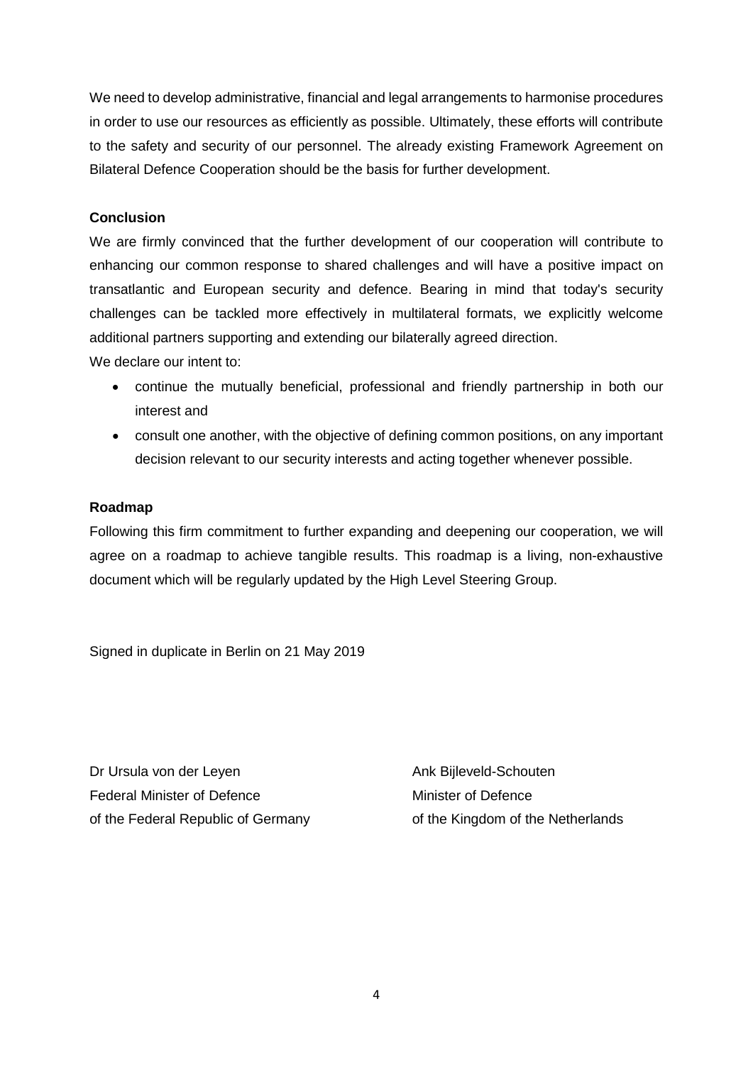We need to develop administrative, financial and legal arrangements to harmonise procedures in order to use our resources as efficiently as possible. Ultimately, these efforts will contribute to the safety and security of our personnel. The already existing Framework Agreement on Bilateral Defence Cooperation should be the basis for further development.

**Conclusion**

We are firmly convinced that the further development of our cooperation will contribute to enhancing our common response to shared challenges and will have a positive impact on transatlantic and European security and defence. Bearing in mind that today's security challenges can be tackled more effectively in multilateral formats, we explicitly welcome additional partners supporting and extending our bilaterally agreed direction.

We declare our intent to:

- continue the mutually beneficial, professional and friendly partnership in both our interest and
- consult one another, with the objective of defining common positions, on any important decision relevant to our security interests and acting together whenever possible.

**Roadmap**

Following this firm commitment to further expanding and deepening our cooperation, we will agree on a roadmap to achieve tangible results. This roadmap is a living, non-exhaustive document which will be regularly updated by the High Level Steering Group.

Signed in duplicate in Berlin on 21 May 2019

Dr Ursula von der Leyen
Federal Minister of Defence
of the Federal Republic of Germany

Ank Bijleveld-Schouten
Minister of Defence
of the Kingdom of the Netherlands